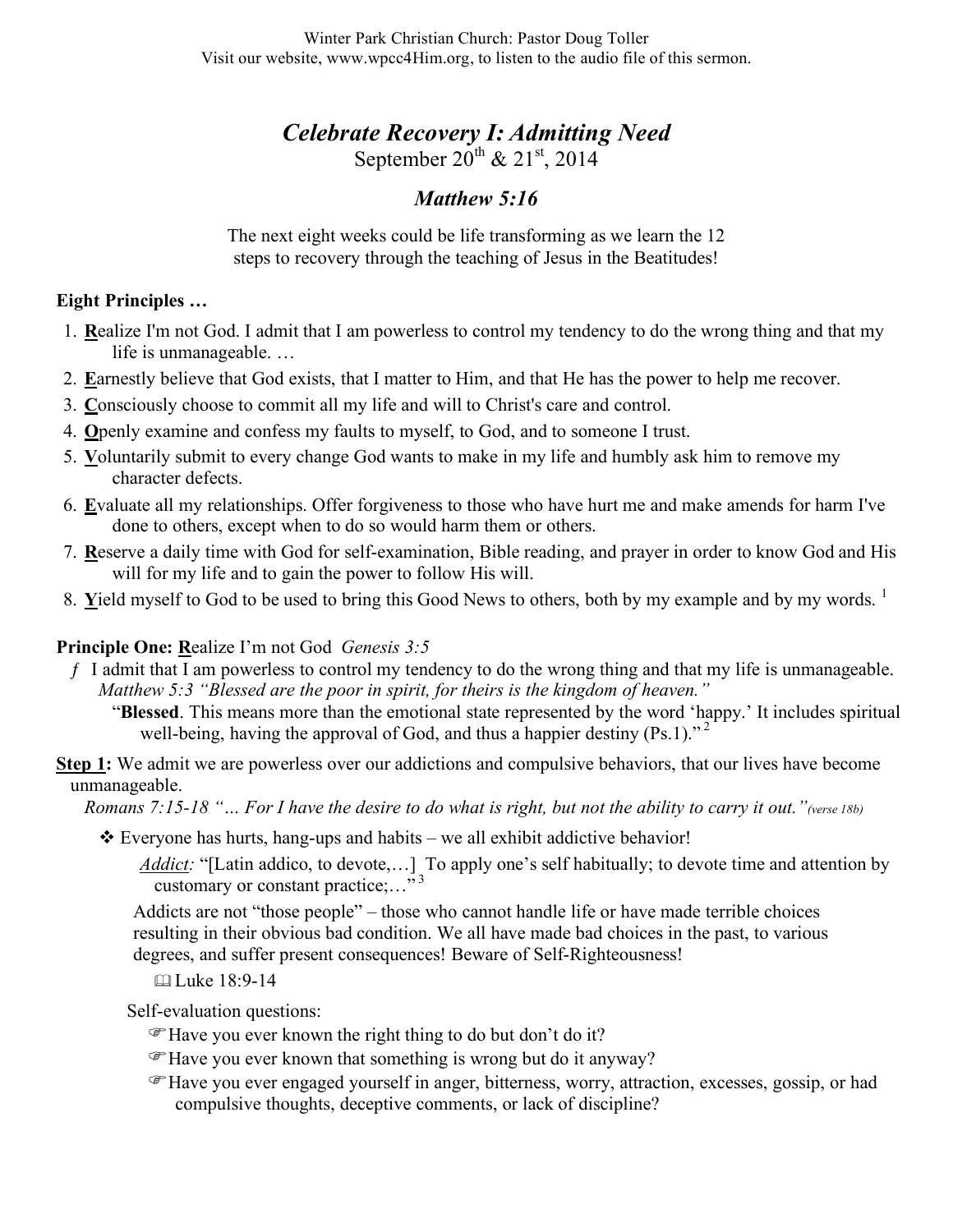Winter Park Christian Church: Pastor Doug Toller
Visit our website, www.wpcc4Him.org, to listen to the audio file of this sermon.

# *Celebrate Recovery I: Admitting Need*

September 20th & 21st, 2014

## *Matthew 5:16*

The next eight weeks could be life transforming as we learn the 12 steps to recovery through the teaching of Jesus in the Beatitudes!

**Eight Principles …**

1. **R**ealize I'm not God. I admit that I am powerless to control my tendency to do the wrong thing and that my life is unmanageable. …
2. **E**arnestly believe that God exists, that I matter to Him, and that He has the power to help me recover.
3. **C**onsciously choose to commit all my life and will to Christ's care and control.
4. **O**penly examine and confess my faults to myself, to God, and to someone I trust.
5. **V**oluntarily submit to every change God wants to make in my life and humbly ask him to remove my character defects.
6. **E**valuate all my relationships. Offer forgiveness to those who have hurt me and make amends for harm I've done to others, except when to do so would harm them or others.
7. **R**eserve a daily time with God for self-examination, Bible reading, and prayer in order to know God and His will for my life and to gain the power to follow His will.
8. **Y**ield myself to God to be used to bring this Good News to others, both by my example and by my words. [1]

**Principle One: R**ealize I'm not God *Genesis 3:5*

- I admit that I am powerless to control my tendency to do the wrong thing and that my life is unmanageable.
  *Matthew 5:3 "Blessed are the poor in spirit, for theirs is the kingdom of heaven."*
  "**Blessed**. This means more than the emotional state represented by the word 'happy.' It includes spiritual well-being, having the approval of God, and thus a happier destiny (Ps.1)." [2]

**Step 1:** We admit we are powerless over our addictions and compulsive behaviors, that our lives have become unmanageable.
*Romans 7:15-18 "… For I have the desire to do what is right, but not the ability to carry it out."(verse 18b)*

- Everyone has hurts, hang-ups and habits – we all exhibit addictive behavior!

  *Addict:* "[Latin addico, to devote,…] To apply one's self habitually; to devote time and attention by customary or constant practice;…" [3]

  Addicts are not "those people" – those who cannot handle life or have made terrible choices resulting in their obvious bad condition. We all have made bad choices in the past, to various degrees, and suffer present consequences! Beware of Self-Righteousness!

  Luke 18:9-14

  Self-evaluation questions:
  - Have you ever known the right thing to do but don't do it?
  - Have you ever known that something is wrong but do it anyway?
  - Have you ever engaged yourself in anger, bitterness, worry, attraction, excesses, gossip, or had compulsive thoughts, deceptive comments, or lack of discipline?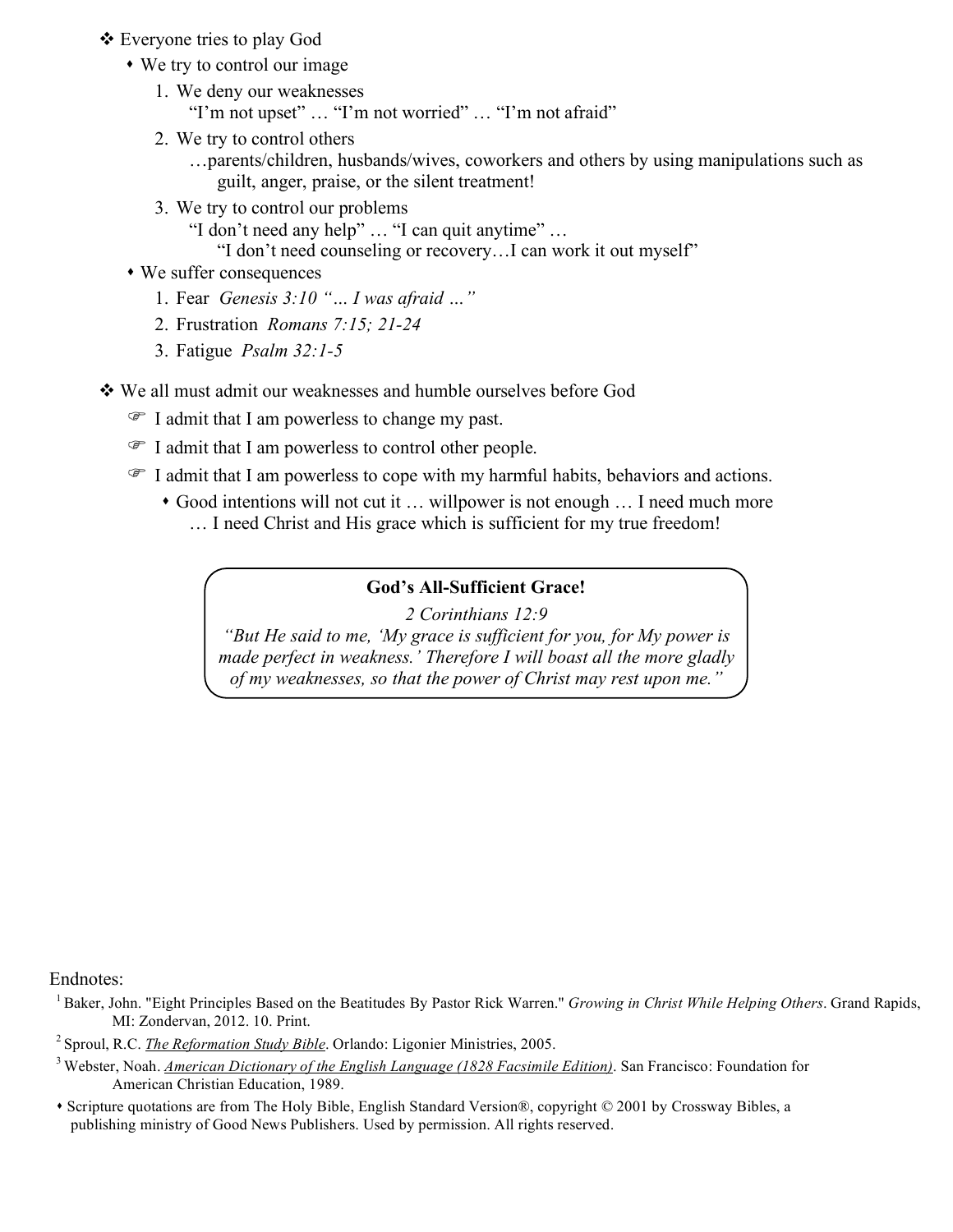- ❖ Everyone tries to play God
  - We try to control our image
    1. We deny our weaknesses
       "I'm not upset" … "I'm not worried" … "I'm not afraid"
    2. We try to control others
       …parents/children, husbands/wives, coworkers and others by using manipulations such as guilt, anger, praise, or the silent treatment!
    3. We try to control our problems
       "I don't need any help" … "I can quit anytime" …
       "I don't need counseling or recovery…I can work it out myself"
  - We suffer consequences
    1. Fear *Genesis 3:10 "… I was afraid …"*
    2. Frustration *Romans 7:15; 21-24*
    3. Fatigue *Psalm 32:1-5*

- ❖ We all must admit our weaknesses and humble ourselves before God
  - ☞ I admit that I am powerless to change my past.
  - ☞ I admit that I am powerless to control other people.
  - ☞ I admit that I am powerless to cope with my harmful habits, behaviors and actions.
    - Good intentions will not cut it … willpower is not enough … I need much more … I need Christ and His grace which is sufficient for my true freedom!

**God's All-Sufficient Grace!**

*2 Corinthians 12:9*

*"But He said to me, 'My grace is sufficient for you, for My power is made perfect in weakness.' Therefore I will boast all the more gladly of my weaknesses, so that the power of Christ may rest upon me."*

Endnotes:

[1] Baker, John. "Eight Principles Based on the Beatitudes By Pastor Rick Warren." *Growing in Christ While Helping Others*. Grand Rapids, MI: Zondervan, 2012. 10. Print.

[2] Sproul, R.C. *The Reformation Study Bible*. Orlando: Ligonier Ministries, 2005.

[3] Webster, Noah. *American Dictionary of the English Language (1828 Facsimile Edition)*. San Francisco: Foundation for American Christian Education, 1989.

- Scripture quotations are from The Holy Bible, English Standard Version®, copyright © 2001 by Crossway Bibles, a publishing ministry of Good News Publishers. Used by permission. All rights reserved.